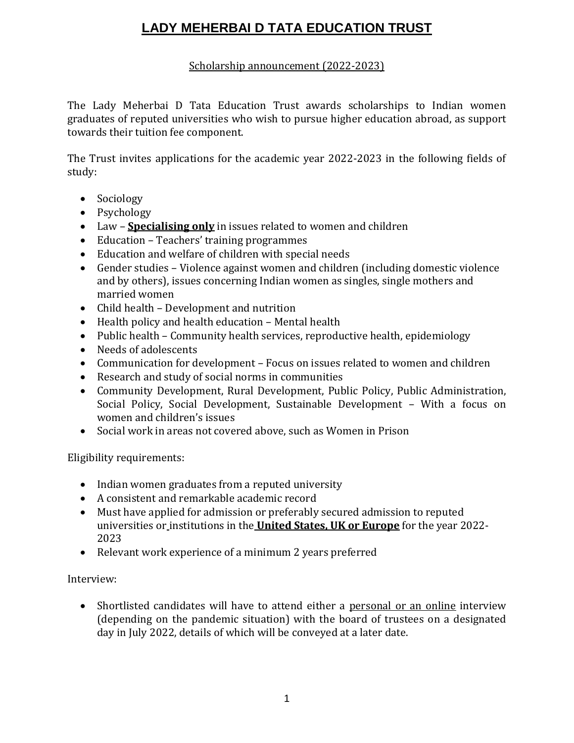# LADY MEHERBAI D TATA EDUCATION TRUST

Scholarship announcement (2022-2023)

The Lady Meherbai D Tata Education Trust awards scholarships to Indian women graduates of reputed universities who wish to pursue higher education abroad, as support towards their tuition fee component.

The Trust invites applications for the academic year 2022-2023 in the following fields of study:

- Sociology
- Psychology
- Law – **Specialising only** in issues related to women and children
- Education – Teachers' training programmes
- Education and welfare of children with special needs
- Gender studies – Violence against women and children (including domestic violence and by others), issues concerning Indian women as singles, single mothers and married women
- Child health – Development and nutrition
- Health policy and health education – Mental health
- Public health – Community health services, reproductive health, epidemiology
- Needs of adolescents
- Communication for development – Focus on issues related to women and children
- Research and study of social norms in communities
- Community Development, Rural Development, Public Policy, Public Administration, Social Policy, Social Development, Sustainable Development – With a focus on women and children's issues
- Social work in areas not covered above, such as Women in Prison

Eligibility requirements:

- Indian women graduates from a reputed university
- A consistent and remarkable academic record
- Must have applied for admission or preferably secured admission to reputed universities or institutions in the **United States, UK or Europe** for the year 2022-2023
- Relevant work experience of a minimum 2 years preferred

Interview:

- Shortlisted candidates will have to attend either a personal or an online interview (depending on the pandemic situation) with the board of trustees on a designated day in July 2022, details of which will be conveyed at a later date.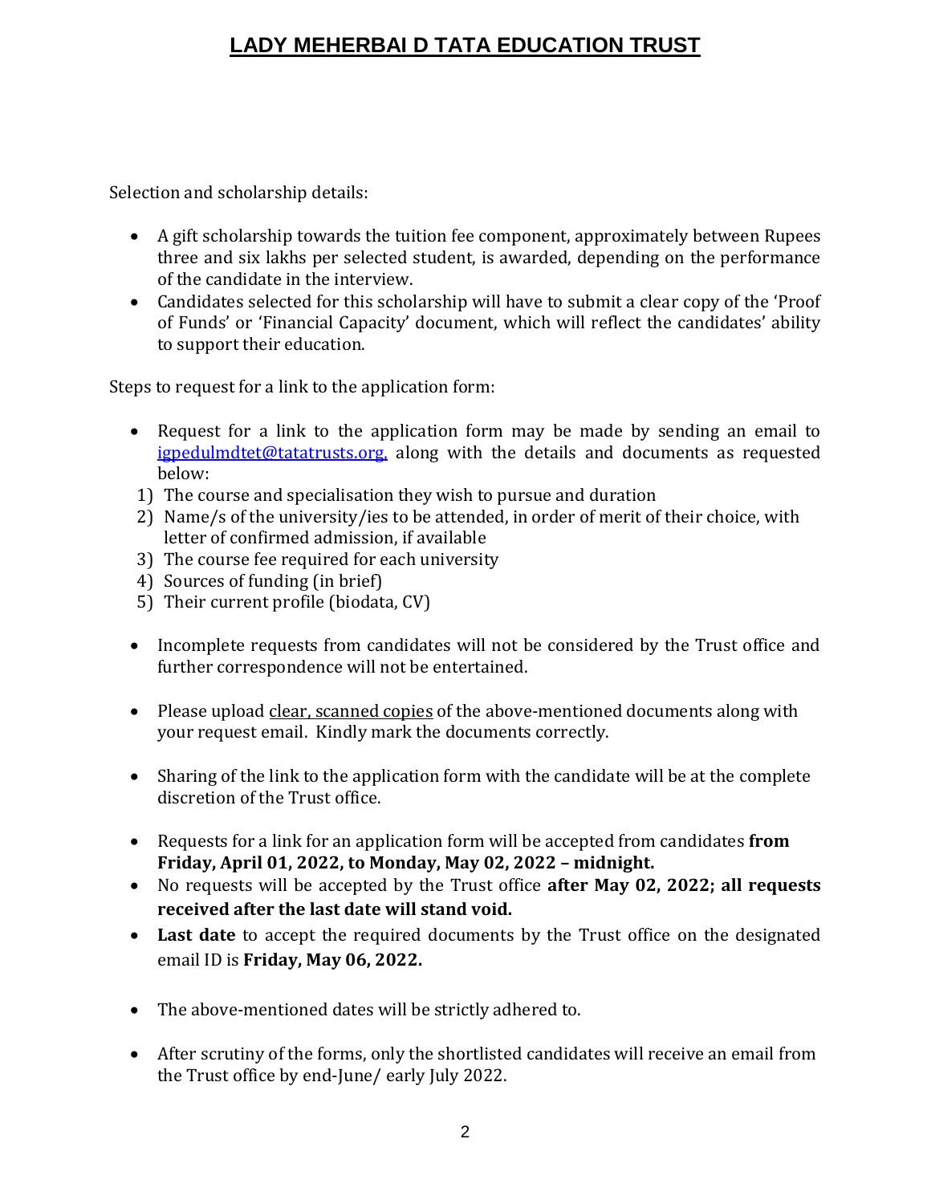# LADY MEHERBAI D TATA EDUCATION TRUST

Selection and scholarship details:

- A gift scholarship towards the tuition fee component, approximately between Rupees three and six lakhs per selected student, is awarded, depending on the performance of the candidate in the interview.
- Candidates selected for this scholarship will have to submit a clear copy of the 'Proof of Funds' or 'Financial Capacity' document, which will reflect the candidates' ability to support their education.

Steps to request for a link to the application form:

- Request for a link to the application form may be made by sending an email to igpedulmdtet@tatatrusts.org, along with the details and documents as requested below:

1) The course and specialisation they wish to pursue and duration
2) Name/s of the university/ies to be attended, in order of merit of their choice, with letter of confirmed admission, if available
3) The course fee required for each university
4) Sources of funding (in brief)
5) Their current profile (biodata, CV)

- Incomplete requests from candidates will not be considered by the Trust office and further correspondence will not be entertained.

- Please upload clear, scanned copies of the above-mentioned documents along with your request email. Kindly mark the documents correctly.

- Sharing of the link to the application form with the candidate will be at the complete discretion of the Trust office.

- Requests for a link for an application form will be accepted from candidates **from Friday, April 01, 2022, to Monday, May 02, 2022 – midnight.**
- No requests will be accepted by the Trust office **after May 02, 2022; all requests received after the last date will stand void.**
- **Last date** to accept the required documents by the Trust office on the designated email ID is **Friday, May 06, 2022.**

- The above-mentioned dates will be strictly adhered to.

- After scrutiny of the forms, only the shortlisted candidates will receive an email from the Trust office by end-June/ early July 2022.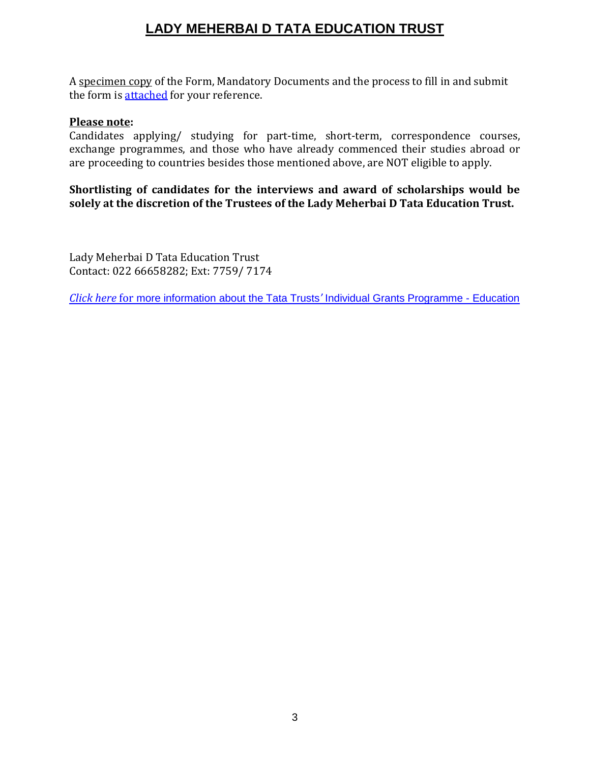# LADY MEHERBAI D TATA EDUCATION TRUST

A specimen copy of the Form, Mandatory Documents and the process to fill in and submit the form is attached for your reference.

**Please note:**

Candidates applying/ studying for part-time, short-term, correspondence courses, exchange programmes, and those who have already commenced their studies abroad or are proceeding to countries besides those mentioned above, are NOT eligible to apply.

**Shortlisting of candidates for the interviews and award of scholarships would be solely at the discretion of the Trustees of the Lady Meherbai D Tata Education Trust.**

Lady Meherbai D Tata Education Trust
Contact: 022 66658282; Ext: 7759/ 7174

*Click here* for more information about the Tata Trusts' Individual Grants Programme - Education